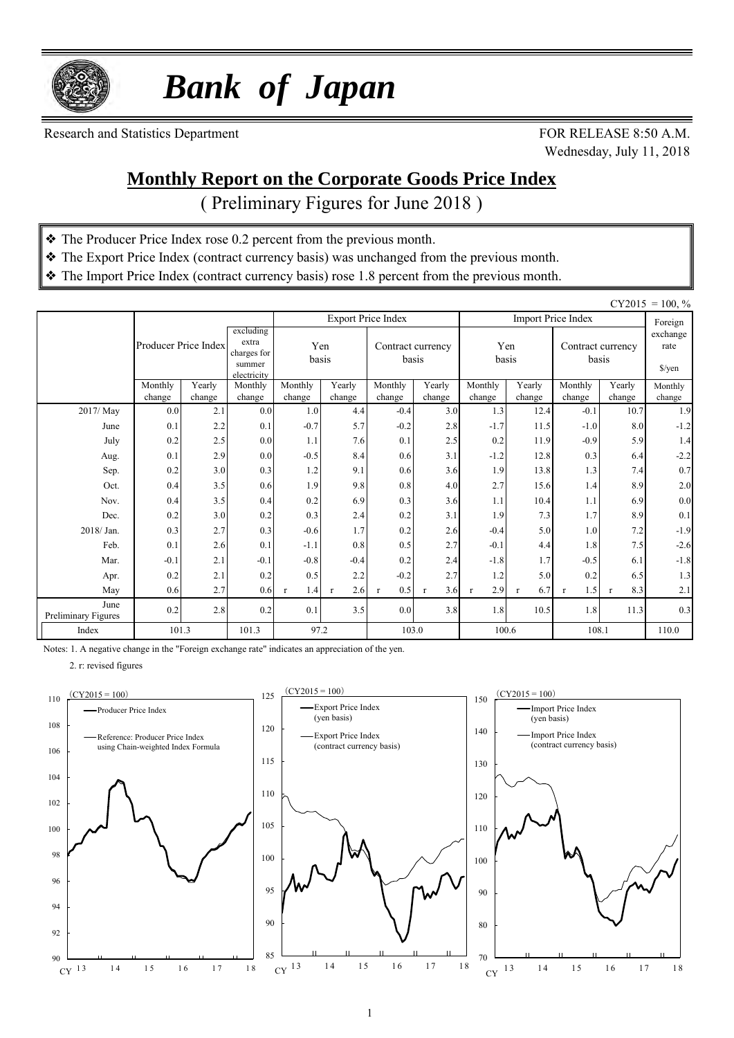# *Bank of Japan*

Research and Statistics Department

FOR RELEASE 8:50 A.M.
Wednesday, July 11, 2018

## Monthly Report on the Corporate Goods Price Index

( Preliminary Figures for June 2018 )

- ❖ The Producer Price Index rose 0.2 percent from the previous month.
- ❖ The Export Price Index (contract currency basis) was unchanged from the previous month.
- ❖ The Import Price Index (contract currency basis) rose 1.8 percent from the previous month.

CY2015 = 100, %

| | Producer Price Index | | excluding extra charges for summer electricity | Export Price Index | | | | Import Price Index | | | | Foreign exchange rate |
|---|---|---|---|---|---|---|---|---|---|---|---|---|
| | | | | Yen basis | | Contract currency basis | | Yen basis | | Contract currency basis | | $/yen |
| | Monthly change | Yearly change | Monthly change | Monthly change | Yearly change | Monthly change | Yearly change | Monthly change | Yearly change | Monthly change | Yearly change | Monthly change |
| 2017/ May | 0.0 | 2.1 | 0.0 | 1.0 | 4.4 | -0.4 | 3.0 | 1.3 | 12.4 | -0.1 | 10.7 | 1.9 |
| June | 0.1 | 2.2 | 0.1 | -0.7 | 5.7 | -0.2 | 2.8 | -1.7 | 11.5 | -1.0 | 8.0 | -1.2 |
| July | 0.2 | 2.5 | 0.0 | 1.1 | 7.6 | 0.1 | 2.5 | 0.2 | 11.9 | -0.9 | 5.9 | 1.4 |
| Aug. | 0.1 | 2.9 | 0.0 | -0.5 | 8.4 | 0.6 | 3.1 | -1.2 | 12.8 | 0.3 | 6.4 | -2.2 |
| Sep. | 0.2 | 3.0 | 0.3 | 1.2 | 9.1 | 0.6 | 3.6 | 1.9 | 13.8 | 1.3 | 7.4 | 0.7 |
| Oct. | 0.4 | 3.5 | 0.6 | 1.9 | 9.8 | 0.8 | 4.0 | 2.7 | 15.6 | 1.4 | 8.9 | 2.0 |
| Nov. | 0.4 | 3.5 | 0.4 | 0.2 | 6.9 | 0.3 | 3.6 | 1.1 | 10.4 | 1.1 | 6.9 | 0.0 |
| Dec. | 0.2 | 3.0 | 0.2 | 0.3 | 2.4 | 0.2 | 3.1 | 1.9 | 7.3 | 1.7 | 8.9 | 0.1 |
| 2018/ Jan. | 0.3 | 2.7 | 0.3 | -0.6 | 1.7 | 0.2 | 2.6 | -0.4 | 5.0 | 1.0 | 7.2 | -1.9 |
| Feb. | 0.1 | 2.6 | 0.1 | -1.1 | 0.8 | 0.5 | 2.7 | -0.1 | 4.4 | 1.8 | 7.5 | -2.6 |
| Mar. | -0.1 | 2.1 | -0.1 | -0.8 | -0.4 | 0.2 | 2.4 | -1.8 | 1.7 | -0.5 | 6.1 | -1.8 |
| Apr. | 0.2 | 2.1 | 0.2 | 0.5 | 2.2 | -0.2 | 2.7 | 1.2 | 5.0 | 0.2 | 6.5 | 1.3 |
| May | 0.6 | 2.7 | 0.6 | r 1.4 | r 2.6 | r 0.5 | r 3.6 | r 2.9 | r 6.7 | r 1.5 | r 8.3 | 2.1 |
| June Preliminary Figures | 0.2 | 2.8 | 0.2 | 0.1 | 3.5 | 0.0 | 3.8 | 1.8 | 10.5 | 1.8 | 11.3 | 0.3 |
| Index | 101.3 | | 101.3 | 97.2 | | 103.0 | | 100.6 | | 108.1 | | 110.0 |

Notes: 1. A negative change in the "Foreign exchange rate" indicates an appreciation of the yen.

2. r: revised figures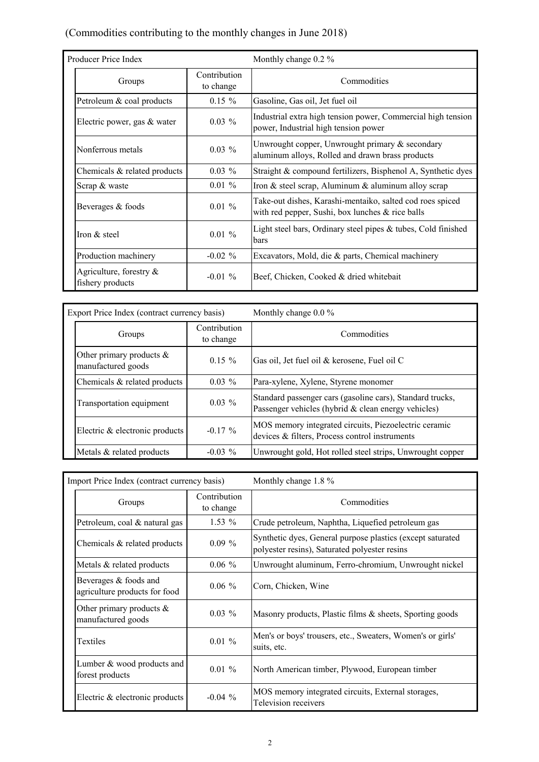(Commodities contributing to the monthly changes in June 2018)

| Producer Price Index | | Monthly change 0.2 % |
|---|---|---|
| Groups | Contribution to change | Commodities |
| Petroleum & coal products | 0.15 % | Gasoline, Gas oil, Jet fuel oil |
| Electric power, gas & water | 0.03 % | Industrial extra high tension power, Commercial high tension power, Industrial high tension power |
| Nonferrous metals | 0.03 % | Unwrought copper, Unwrought primary & secondary aluminum alloys, Rolled and drawn brass products |
| Chemicals & related products | 0.03 % | Straight & compound fertilizers, Bisphenol A, Synthetic dyes |
| Scrap & waste | 0.01 % | Iron & steel scrap, Aluminum & aluminum alloy scrap |
| Beverages & foods | 0.01 % | Take-out dishes, Karashi-mentaiko, salted cod roes spiced with red pepper, Sushi, box lunches & rice balls |
| Iron & steel | 0.01 % | Light steel bars, Ordinary steel pipes & tubes, Cold finished bars |
| Production machinery | -0.02 % | Excavators, Mold, die & parts, Chemical machinery |
| Agriculture, forestry & fishery products | -0.01 % | Beef, Chicken, Cooked & dried whitebait |

| Export Price Index (contract currency basis) | | Monthly change 0.0 % |
|---|---|---|
| Groups | Contribution to change | Commodities |
| Other primary products & manufactured goods | 0.15 % | Gas oil, Jet fuel oil & kerosene, Fuel oil C |
| Chemicals & related products | 0.03 % | Para-xylene, Xylene, Styrene monomer |
| Transportation equipment | 0.03 % | Standard passenger cars (gasoline cars), Standard trucks, Passenger vehicles (hybrid & clean energy vehicles) |
| Electric & electronic products | -0.17 % | MOS memory integrated circuits, Piezoelectric ceramic devices & filters, Process control instruments |
| Metals & related products | -0.03 % | Unwrought gold, Hot rolled steel strips, Unwrought copper |

| Import Price Index (contract currency basis) | | Monthly change 1.8 % |
|---|---|---|
| Groups | Contribution to change | Commodities |
| Petroleum, coal & natural gas | 1.53 % | Crude petroleum, Naphtha, Liquefied petroleum gas |
| Chemicals & related products | 0.09 % | Synthetic dyes, General purpose plastics (except saturated polyester resins), Saturated polyester resins |
| Metals & related products | 0.06 % | Unwrought aluminum, Ferro-chromium, Unwrought nickel |
| Beverages & foods and agriculture products for food | 0.06 % | Corn, Chicken, Wine |
| Other primary products & manufactured goods | 0.03 % | Masonry products, Plastic films & sheets, Sporting goods |
| Textiles | 0.01 % | Men's or boys' trousers, etc., Sweaters, Women's or girls' suits, etc. |
| Lumber & wood products and forest products | 0.01 % | North American timber, Plywood, European timber |
| Electric & electronic products | -0.04 % | MOS memory integrated circuits, External storages, Television receivers |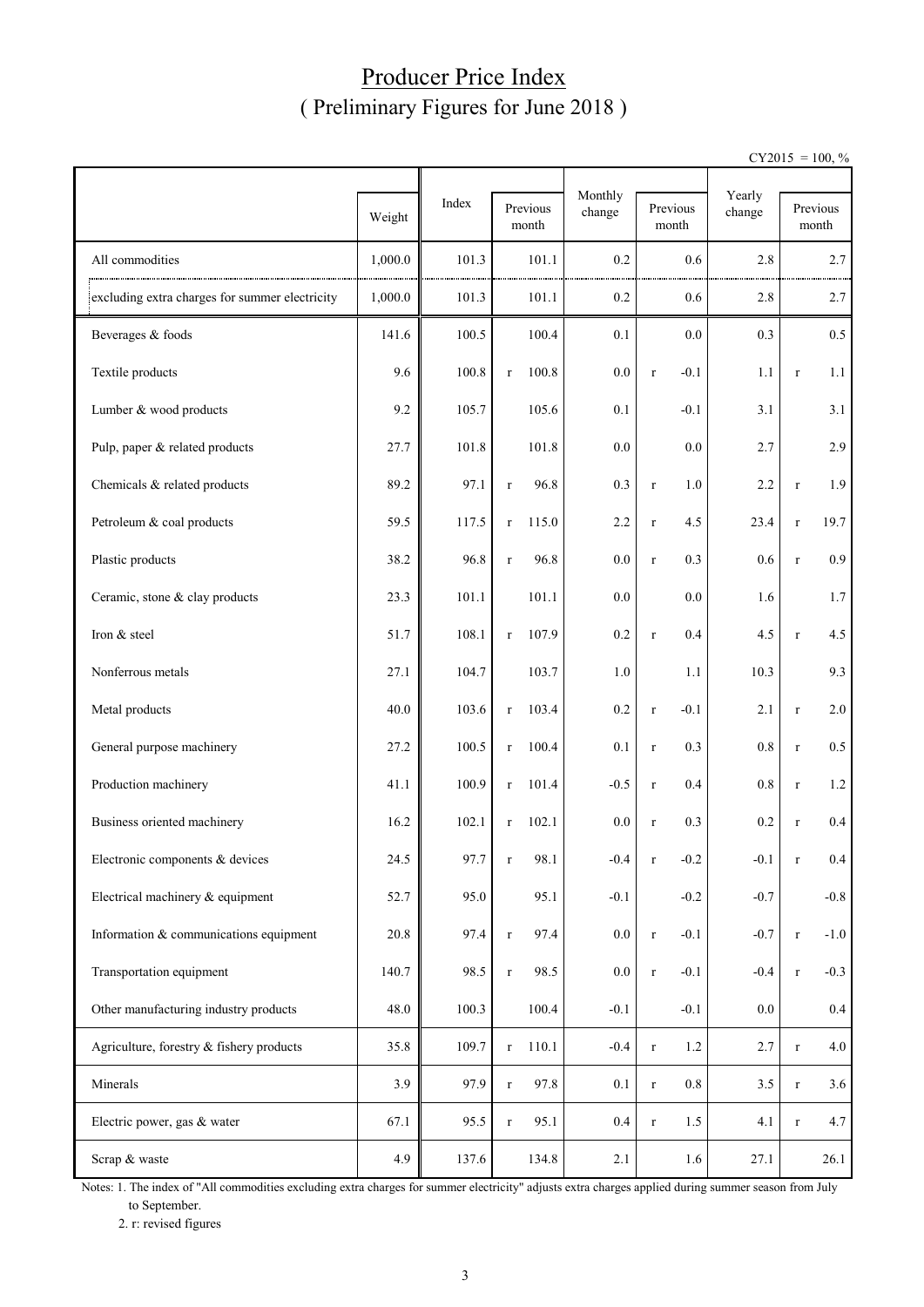# Producer Price Index
## ( Preliminary Figures for June 2018 )

CY2015 = 100, %

| | Weight | Index | Previous month | Monthly change | Previous month | Yearly change | Previous month |
|---|---|---|---|---|---|---|---|
| All commodities | 1,000.0 | 101.3 | 101.1 | 0.2 | 0.6 | 2.8 | 2.7 |
| excluding extra charges for summer electricity | 1,000.0 | 101.3 | 101.1 | 0.2 | 0.6 | 2.8 | 2.7 |
| Beverages & foods | 141.6 | 100.5 | 100.4 | 0.1 | 0.0 | 0.3 | 0.5 |
| Textile products | 9.6 | 100.8 | r 100.8 | 0.0 | r -0.1 | 1.1 | r 1.1 |
| Lumber & wood products | 9.2 | 105.7 | 105.6 | 0.1 | -0.1 | 3.1 | 3.1 |
| Pulp, paper & related products | 27.7 | 101.8 | 101.8 | 0.0 | 0.0 | 2.7 | 2.9 |
| Chemicals & related products | 89.2 | 97.1 | r 96.8 | 0.3 | r 1.0 | 2.2 | r 1.9 |
| Petroleum & coal products | 59.5 | 117.5 | r 115.0 | 2.2 | r 4.5 | 23.4 | r 19.7 |
| Plastic products | 38.2 | 96.8 | r 96.8 | 0.0 | r 0.3 | 0.6 | r 0.9 |
| Ceramic, stone & clay products | 23.3 | 101.1 | 101.1 | 0.0 | 0.0 | 1.6 | 1.7 |
| Iron & steel | 51.7 | 108.1 | r 107.9 | 0.2 | r 0.4 | 4.5 | r 4.5 |
| Nonferrous metals | 27.1 | 104.7 | 103.7 | 1.0 | 1.1 | 10.3 | 9.3 |
| Metal products | 40.0 | 103.6 | r 103.4 | 0.2 | r -0.1 | 2.1 | r 2.0 |
| General purpose machinery | 27.2 | 100.5 | r 100.4 | 0.1 | r 0.3 | 0.8 | r 0.5 |
| Production machinery | 41.1 | 100.9 | r 101.4 | -0.5 | r 0.4 | 0.8 | r 1.2 |
| Business oriented machinery | 16.2 | 102.1 | r 102.1 | 0.0 | r 0.3 | 0.2 | r 0.4 |
| Electronic components & devices | 24.5 | 97.7 | r 98.1 | -0.4 | r -0.2 | -0.1 | r 0.4 |
| Electrical machinery & equipment | 52.7 | 95.0 | 95.1 | -0.1 | -0.2 | -0.7 | -0.8 |
| Information & communications equipment | 20.8 | 97.4 | r 97.4 | 0.0 | r -0.1 | -0.7 | r -1.0 |
| Transportation equipment | 140.7 | 98.5 | r 98.5 | 0.0 | r -0.1 | -0.4 | r -0.3 |
| Other manufacturing industry products | 48.0 | 100.3 | 100.4 | -0.1 | -0.1 | 0.0 | 0.4 |
| Agriculture, forestry & fishery products | 35.8 | 109.7 | r 110.1 | -0.4 | r 1.2 | 2.7 | r 4.0 |
| Minerals | 3.9 | 97.9 | r 97.8 | 0.1 | r 0.8 | 3.5 | r 3.6 |
| Electric power, gas & water | 67.1 | 95.5 | r 95.1 | 0.4 | r 1.5 | 4.1 | r 4.7 |
| Scrap & waste | 4.9 | 137.6 | 134.8 | 2.1 | 1.6 | 27.1 | 26.1 |

Notes: 1. The index of "All commodities excluding extra charges for summer electricity" adjusts extra charges applied during summer season from July to September.

2. r: revised figures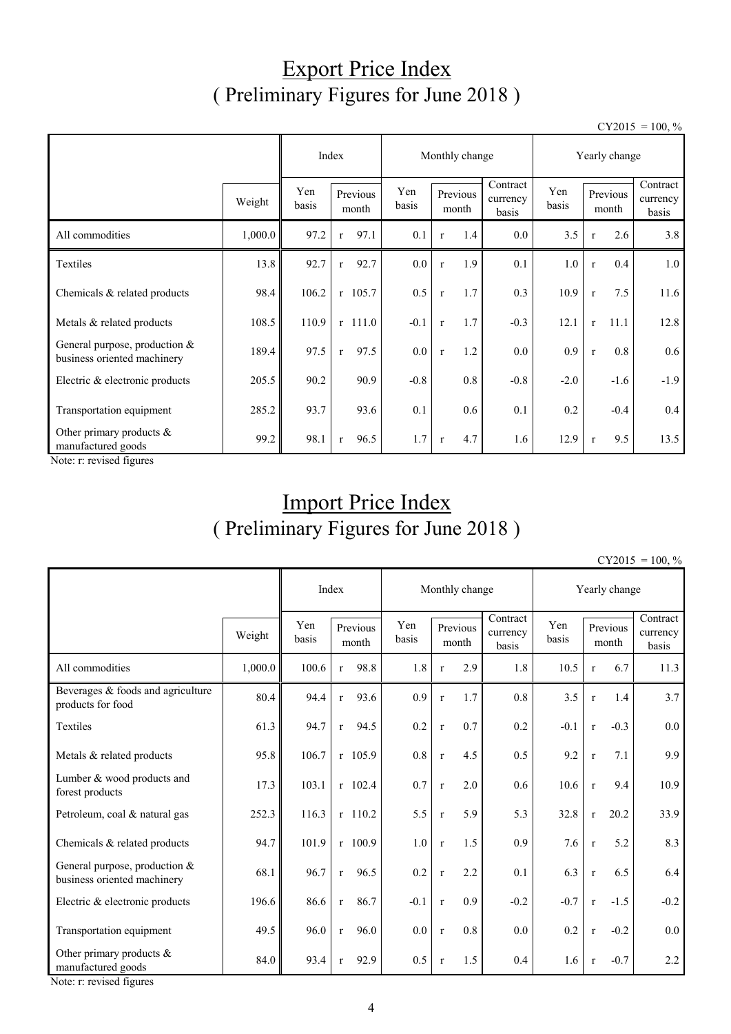# Export Price Index
## ( Preliminary Figures for June 2018 )

CY2015 = 100, %

| | | Index | | Monthly change | | | Yearly change | | |
|---|---|---|---|---|---|---|---|---|---|
| | Weight | Yen basis | Previous month | Yen basis | Previous month | Contract currency basis | Yen basis | Previous month | Contract currency basis |
| All commodities | 1,000.0 | 97.2 | r 97.1 | 0.1 | r 1.4 | 0.0 | 3.5 | r 2.6 | 3.8 |
| Textiles | 13.8 | 92.7 | r 92.7 | 0.0 | r 1.9 | 0.1 | 1.0 | r 0.4 | 1.0 |
| Chemicals & related products | 98.4 | 106.2 | r 105.7 | 0.5 | r 1.7 | 0.3 | 10.9 | r 7.5 | 11.6 |
| Metals & related products | 108.5 | 110.9 | r 111.0 | -0.1 | r 1.7 | -0.3 | 12.1 | r 11.1 | 12.8 |
| General purpose, production & business oriented machinery | 189.4 | 97.5 | r 97.5 | 0.0 | r 1.2 | 0.0 | 0.9 | r 0.8 | 0.6 |
| Electric & electronic products | 205.5 | 90.2 | 90.9 | -0.8 | 0.8 | -0.8 | -2.0 | -1.6 | -1.9 |
| Transportation equipment | 285.2 | 93.7 | 93.6 | 0.1 | 0.6 | 0.1 | 0.2 | -0.4 | 0.4 |
| Other primary products & manufactured goods | 99.2 | 98.1 | r 96.5 | 1.7 | r 4.7 | 1.6 | 12.9 | r 9.5 | 13.5 |

Note: r: revised figures

# Import Price Index
## ( Preliminary Figures for June 2018 )

CY2015 = 100, %

| | | Index | | Monthly change | | | Yearly change | | |
|---|---|---|---|---|---|---|---|---|---|
| | Weight | Yen basis | Previous month | Yen basis | Previous month | Contract currency basis | Yen basis | Previous month | Contract currency basis |
| All commodities | 1,000.0 | 100.6 | r 98.8 | 1.8 | r 2.9 | 1.8 | 10.5 | r 6.7 | 11.3 |
| Beverages & foods and agriculture products for food | 80.4 | 94.4 | r 93.6 | 0.9 | r 1.7 | 0.8 | 3.5 | r 1.4 | 3.7 |
| Textiles | 61.3 | 94.7 | r 94.5 | 0.2 | r 0.7 | 0.2 | -0.1 | r -0.3 | 0.0 |
| Metals & related products | 95.8 | 106.7 | r 105.9 | 0.8 | r 4.5 | 0.5 | 9.2 | r 7.1 | 9.9 |
| Lumber & wood products and forest products | 17.3 | 103.1 | r 102.4 | 0.7 | r 2.0 | 0.6 | 10.6 | r 9.4 | 10.9 |
| Petroleum, coal & natural gas | 252.3 | 116.3 | r 110.2 | 5.5 | r 5.9 | 5.3 | 32.8 | r 20.2 | 33.9 |
| Chemicals & related products | 94.7 | 101.9 | r 100.9 | 1.0 | r 1.5 | 0.9 | 7.6 | r 5.2 | 8.3 |
| General purpose, production & business oriented machinery | 68.1 | 96.7 | r 96.5 | 0.2 | r 2.2 | 0.1 | 6.3 | r 6.5 | 6.4 |
| Electric & electronic products | 196.6 | 86.6 | r 86.7 | -0.1 | r 0.9 | -0.2 | -0.7 | r -1.5 | -0.2 |
| Transportation equipment | 49.5 | 96.0 | r 96.0 | 0.0 | r 0.8 | 0.0 | 0.2 | r -0.2 | 0.0 |
| Other primary products & manufactured goods | 84.0 | 93.4 | r 92.9 | 0.5 | r 1.5 | 0.4 | 1.6 | r -0.7 | 2.2 |

Note: r: revised figures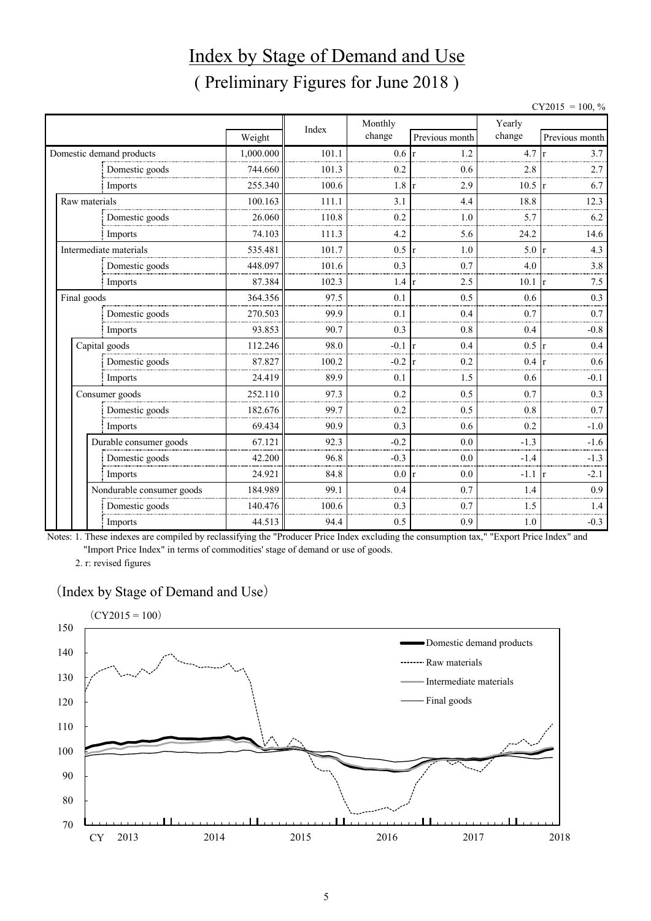# Index by Stage of Demand and Use

## ( Preliminary Figures for June 2018 )

CY2015 = 100, %

| | Weight | Index | Monthly change | Previous month | Yearly change | Previous month |
|---|---|---|---|---|---|---|
| Domestic demand products | 1,000.000 | 101.1 | 0.6 | r 1.2 | 4.7 | r 3.7 |
| Domestic goods | 744.660 | 101.3 | 0.2 | 0.6 | 2.8 | 2.7 |
| Imports | 255.340 | 100.6 | 1.8 | r 2.9 | 10.5 | r 6.7 |
| Raw materials | 100.163 | 111.1 | 3.1 | 4.4 | 18.8 | 12.3 |
| Domestic goods | 26.060 | 110.8 | 0.2 | 1.0 | 5.7 | 6.2 |
| Imports | 74.103 | 111.3 | 4.2 | 5.6 | 24.2 | 14.6 |
| Intermediate materials | 535.481 | 101.7 | 0.5 | r 1.0 | 5.0 | r 4.3 |
| Domestic goods | 448.097 | 101.6 | 0.3 | 0.7 | 4.0 | 3.8 |
| Imports | 87.384 | 102.3 | 1.4 | r 2.5 | 10.1 | r 7.5 |
| Final goods | 364.356 | 97.5 | 0.1 | 0.5 | 0.6 | 0.3 |
| Domestic goods | 270.503 | 99.9 | 0.1 | 0.4 | 0.7 | 0.7 |
| Imports | 93.853 | 90.7 | 0.3 | 0.8 | 0.4 | -0.8 |
| Capital goods | 112.246 | 98.0 | -0.1 | r 0.4 | 0.5 | r 0.4 |
| Domestic goods | 87.827 | 100.2 | -0.2 | r 0.2 | 0.4 | r 0.6 |
| Imports | 24.419 | 89.9 | 0.1 | 1.5 | 0.6 | -0.1 |
| Consumer goods | 252.110 | 97.3 | 0.2 | 0.5 | 0.7 | 0.3 |
| Domestic goods | 182.676 | 99.7 | 0.2 | 0.5 | 0.8 | 0.7 |
| Imports | 69.434 | 90.9 | 0.3 | 0.6 | 0.2 | -1.0 |
| Durable consumer goods | 67.121 | 92.3 | -0.2 | 0.0 | -1.3 | -1.6 |
| Domestic goods | 42.200 | 96.8 | -0.3 | 0.0 | -1.4 | -1.3 |
| Imports | 24.921 | 84.8 | 0.0 | r 0.0 | -1.1 | r -2.1 |
| Nondurable consumer goods | 184.989 | 99.1 | 0.4 | 0.7 | 1.4 | 0.9 |
| Domestic goods | 140.476 | 100.6 | 0.3 | 0.7 | 1.5 | 1.4 |
| Imports | 44.513 | 94.4 | 0.5 | 0.9 | 1.0 | -0.3 |

Notes: 1. These indexes are compiled by reclassifying the "Producer Price Index excluding the consumption tax," "Export Price Index" and "Import Price Index" in terms of commodities' stage of demand or use of goods.

2. r: revised figures

(Index by Stage of Demand and Use)

(CY2015 = 100)

Legend: Domestic demand products; Raw materials; Intermediate materials; Final goods

CY 2013, 2014, 2015, 2016, 2017, 2018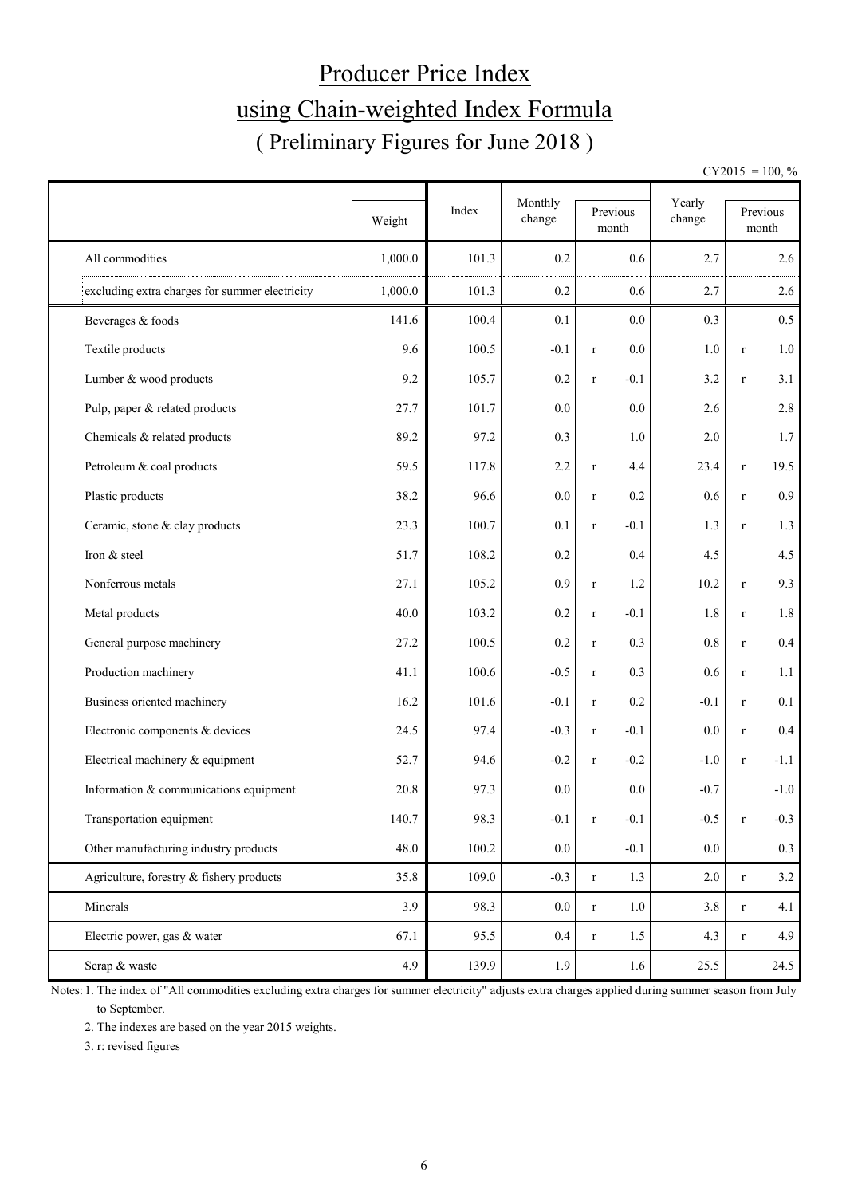# Producer Price Index

## using Chain-weighted Index Formula

### ( Preliminary Figures for June 2018 )

CY2015 = 100, %

| | Weight | Index | Monthly change | Previous month | Yearly change | Previous month |
|---|---|---|---|---|---|---|
| All commodities | 1,000.0 | 101.3 | 0.2 | 0.6 | 2.7 | 2.6 |
| excluding extra charges for summer electricity | 1,000.0 | 101.3 | 0.2 | 0.6 | 2.7 | 2.6 |
| Beverages & foods | 141.6 | 100.4 | 0.1 | 0.0 | 0.3 | 0.5 |
| Textile products | 9.6 | 100.5 | -0.1 | r 0.0 | 1.0 | r 1.0 |
| Lumber & wood products | 9.2 | 105.7 | 0.2 | r -0.1 | 3.2 | r 3.1 |
| Pulp, paper & related products | 27.7 | 101.7 | 0.0 | 0.0 | 2.6 | 2.8 |
| Chemicals & related products | 89.2 | 97.2 | 0.3 | 1.0 | 2.0 | 1.7 |
| Petroleum & coal products | 59.5 | 117.8 | 2.2 | r 4.4 | 23.4 | r 19.5 |
| Plastic products | 38.2 | 96.6 | 0.0 | r 0.2 | 0.6 | r 0.9 |
| Ceramic, stone & clay products | 23.3 | 100.7 | 0.1 | r -0.1 | 1.3 | r 1.3 |
| Iron & steel | 51.7 | 108.2 | 0.2 | 0.4 | 4.5 | 4.5 |
| Nonferrous metals | 27.1 | 105.2 | 0.9 | r 1.2 | 10.2 | r 9.3 |
| Metal products | 40.0 | 103.2 | 0.2 | r -0.1 | 1.8 | r 1.8 |
| General purpose machinery | 27.2 | 100.5 | 0.2 | r 0.3 | 0.8 | r 0.4 |
| Production machinery | 41.1 | 100.6 | -0.5 | r 0.3 | 0.6 | r 1.1 |
| Business oriented machinery | 16.2 | 101.6 | -0.1 | r 0.2 | -0.1 | r 0.1 |
| Electronic components & devices | 24.5 | 97.4 | -0.3 | r -0.1 | 0.0 | r 0.4 |
| Electrical machinery & equipment | 52.7 | 94.6 | -0.2 | r -0.2 | -1.0 | r -1.1 |
| Information & communications equipment | 20.8 | 97.3 | 0.0 | 0.0 | -0.7 | -1.0 |
| Transportation equipment | 140.7 | 98.3 | -0.1 | r -0.1 | -0.5 | r -0.3 |
| Other manufacturing industry products | 48.0 | 100.2 | 0.0 | -0.1 | 0.0 | 0.3 |
| Agriculture, forestry & fishery products | 35.8 | 109.0 | -0.3 | r 1.3 | 2.0 | r 3.2 |
| Minerals | 3.9 | 98.3 | 0.0 | r 1.0 | 3.8 | r 4.1 |
| Electric power, gas & water | 67.1 | 95.5 | 0.4 | r 1.5 | 4.3 | r 4.9 |
| Scrap & waste | 4.9 | 139.9 | 1.9 | 1.6 | 25.5 | 24.5 |

Notes: 1. The index of "All commodities excluding extra charges for summer electricity" adjusts extra charges applied during summer season from July to September.

2. The indexes are based on the year 2015 weights.

3. r: revised figures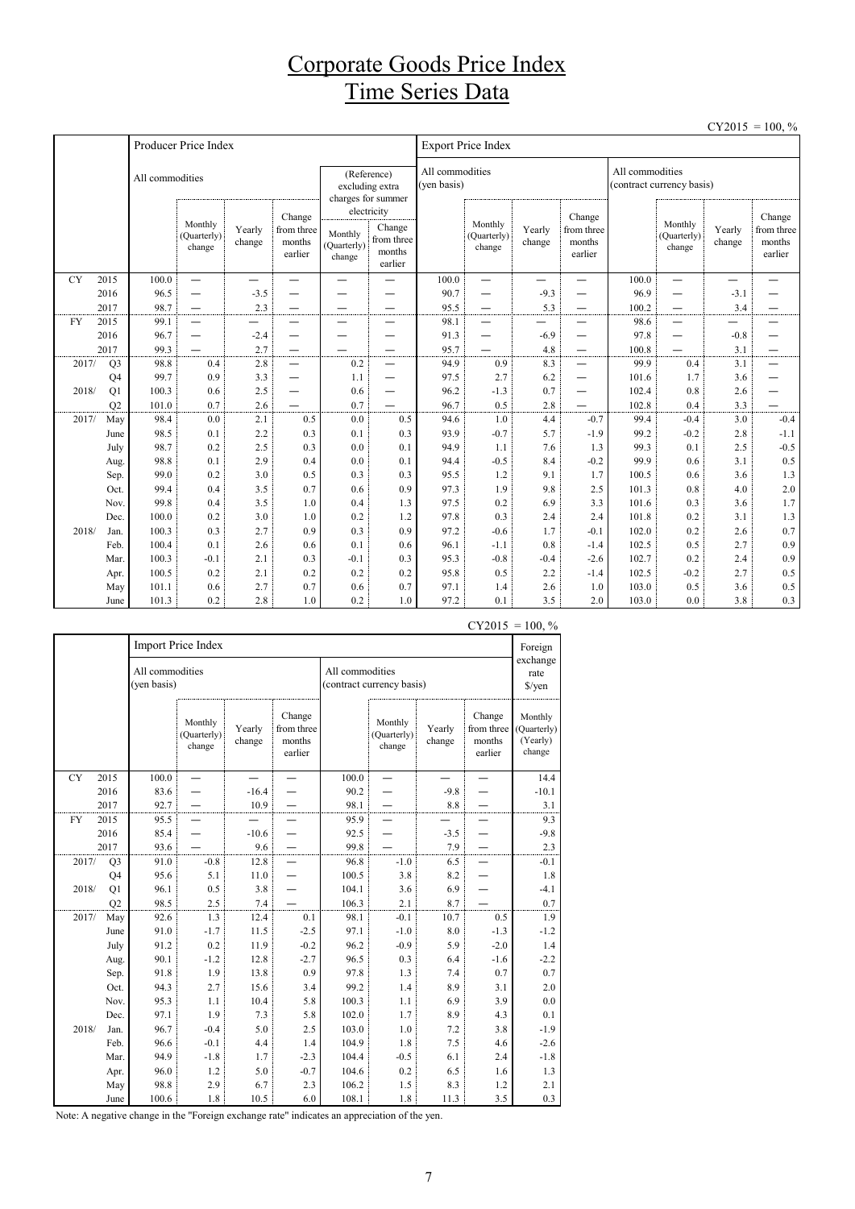# Corporate Goods Price Index
# Time Series Data

CY2015 = 100, %

| | | Producer Price Index | | | | | | Export Price Index | | | | | | | |
|---|---|---|---|---|---|---|---|---|---|---|---|---|---|---|---|
| | | All commodities | | | | (Reference) excluding extra charges for summer electricity | | All commodities (yen basis) | | | | All commodities (contract currency basis) | | | |
| | | | Monthly (Quarterly) change | Yearly change | Change from three months earlier | Monthly (Quarterly) change | Change from three months earlier | | Monthly (Quarterly) change | Yearly change | Change from three months earlier | | Monthly (Quarterly) change | Yearly change | Change from three months earlier |
| CY | 2015 | 100.0 | — | — | — | — | — | 100.0 | — | — | — | 100.0 | — | — | — |
| | 2016 | 96.5 | — | -3.5 | — | — | — | 90.7 | — | -9.3 | — | 96.9 | — | -3.1 | — |
| | 2017 | 98.7 | — | 2.3 | — | — | — | 95.5 | — | 5.3 | — | 100.2 | — | 3.4 | — |
| FY | 2015 | 99.1 | — | — | — | — | — | 98.1 | — | — | — | 98.6 | — | — | — |
| | 2016 | 96.7 | — | -2.4 | — | — | — | 91.3 | — | -6.9 | — | 97.8 | — | -0.8 | — |
| | 2017 | 99.3 | — | 2.7 | — | — | — | 95.7 | — | 4.8 | — | 100.8 | — | 3.1 | — |
| 2017/ | Q3 | 98.8 | 0.4 | 2.8 | — | 0.2 | — | 94.9 | 0.9 | 8.3 | — | 99.9 | 0.4 | 3.1 | — |
| | Q4 | 99.7 | 0.9 | 3.3 | — | 1.1 | — | 97.5 | 2.7 | 6.2 | — | 101.6 | 1.7 | 3.6 | — |
| 2018/ | Q1 | 100.3 | 0.6 | 2.5 | — | 0.6 | — | 96.2 | -1.3 | 0.7 | — | 102.4 | 0.8 | 2.6 | — |
| | Q2 | 101.0 | 0.7 | 2.6 | — | 0.7 | — | 96.7 | 0.5 | 2.8 | — | 102.8 | 0.4 | 3.3 | — |
| 2017/ | May | 98.4 | 0.0 | 2.1 | 0.5 | 0.0 | 0.5 | 94.6 | 1.0 | 4.4 | -0.7 | 99.4 | -0.4 | 3.0 | -0.4 |
| | June | 98.5 | 0.1 | 2.2 | 0.3 | 0.1 | 0.3 | 93.9 | -0.7 | 5.7 | -1.9 | 99.2 | -0.2 | 2.8 | -1.1 |
| | July | 98.7 | 0.2 | 2.5 | 0.3 | 0.0 | 0.1 | 94.9 | 1.1 | 7.6 | 1.3 | 99.3 | 0.1 | 2.5 | -0.5 |
| | Aug. | 98.8 | 0.1 | 2.9 | 0.4 | 0.0 | 0.1 | 94.4 | -0.5 | 8.4 | -0.2 | 99.9 | 0.6 | 3.1 | 0.5 |
| | Sep. | 99.0 | 0.2 | 3.0 | 0.5 | 0.3 | 0.3 | 95.5 | 1.2 | 9.1 | 1.7 | 100.5 | 0.6 | 3.6 | 1.3 |
| | Oct. | 99.4 | 0.4 | 3.5 | 0.7 | 0.6 | 0.9 | 97.3 | 1.9 | 9.8 | 2.5 | 101.3 | 0.8 | 4.0 | 2.0 |
| | Nov. | 99.8 | 0.4 | 3.5 | 1.0 | 0.4 | 1.3 | 97.5 | 0.2 | 6.9 | 3.3 | 101.6 | 0.3 | 3.6 | 1.7 |
| | Dec. | 100.0 | 0.2 | 3.0 | 1.0 | 0.2 | 1.2 | 97.8 | 0.3 | 2.4 | 2.4 | 101.8 | 0.2 | 3.1 | 1.3 |
| 2018/ | Jan. | 100.3 | 0.3 | 2.7 | 0.9 | 0.3 | 0.9 | 97.2 | -0.6 | 1.7 | -0.1 | 102.0 | 0.2 | 2.6 | 0.7 |
| | Feb. | 100.4 | 0.1 | 2.6 | 0.6 | 0.1 | 0.6 | 96.1 | -1.1 | 0.8 | -1.4 | 102.5 | 0.5 | 2.7 | 0.9 |
| | Mar. | 100.3 | -0.1 | 2.1 | 0.3 | -0.1 | 0.3 | 95.3 | -0.8 | -0.4 | -2.6 | 102.7 | 0.2 | 2.4 | 0.9 |
| | Apr. | 100.5 | 0.2 | 2.1 | 0.2 | 0.2 | 0.2 | 95.8 | 0.5 | 2.2 | -1.4 | 102.5 | -0.2 | 2.7 | 0.5 |
| | May | 101.1 | 0.6 | 2.7 | 0.7 | 0.6 | 0.7 | 97.1 | 1.4 | 2.6 | 1.0 | 103.0 | 0.5 | 3.6 | 0.5 |
| | June | 101.3 | 0.2 | 2.8 | 1.0 | 0.2 | 1.0 | 97.2 | 0.1 | 3.5 | 2.0 | 103.0 | 0.0 | 3.8 | 0.3 |

CY2015 = 100, %

| | | Import Price Index | | | | | | | | Foreign exchange rate $/yen |
|---|---|---|---|---|---|---|---|---|---|---|
| | | All commodities (yen basis) | | | | All commodities (contract currency basis) | | | | |
| | | | Monthly (Quarterly) change | Yearly change | Change from three months earlier | | Monthly (Quarterly) change | Yearly change | Change from three months earlier | Monthly (Quarterly) (Yearly) change |
| CY | 2015 | 100.0 | — | — | — | 100.0 | — | — | — | 14.4 |
| | 2016 | 83.6 | — | -16.4 | — | 90.2 | — | -9.8 | — | -10.1 |
| | 2017 | 92.7 | — | 10.9 | — | 98.1 | — | 8.8 | — | 3.1 |
| FY | 2015 | 95.5 | — | — | — | 95.9 | — | — | — | 9.3 |
| | 2016 | 85.4 | — | -10.6 | — | 92.5 | — | -3.5 | — | -9.8 |
| | 2017 | 93.6 | — | 9.6 | — | 99.8 | — | 7.9 | — | 2.3 |
| 2017/ | Q3 | 91.0 | -0.8 | 12.8 | — | 96.8 | -1.0 | 6.5 | — | -0.1 |
| | Q4 | 95.6 | 5.1 | 11.0 | — | 100.5 | 3.8 | 8.2 | — | 1.8 |
| 2018/ | Q1 | 96.1 | 0.5 | 3.8 | — | 104.1 | 3.6 | 6.9 | — | -4.1 |
| | Q2 | 98.5 | 2.5 | 7.4 | — | 106.3 | 2.1 | 8.7 | — | 0.7 |
| 2017/ | May | 92.6 | 1.3 | 12.4 | 0.1 | 98.1 | -0.1 | 10.7 | 0.5 | 1.9 |
| | June | 91.0 | -1.7 | 11.5 | -2.5 | 97.1 | -1.0 | 8.0 | -1.3 | -1.2 |
| | July | 91.2 | 0.2 | 11.9 | -0.2 | 96.2 | -0.9 | 5.9 | -2.0 | 1.4 |
| | Aug. | 90.1 | -1.2 | 12.8 | -2.7 | 96.5 | 0.3 | 6.4 | -1.6 | -2.2 |
| | Sep. | 91.8 | 1.9 | 13.8 | 0.9 | 97.8 | 1.3 | 7.4 | 0.7 | 0.7 |
| | Oct. | 94.3 | 2.7 | 15.6 | 3.4 | 99.2 | 1.4 | 8.9 | 3.1 | 2.0 |
| | Nov. | 95.3 | 1.1 | 10.4 | 5.8 | 100.3 | 1.1 | 6.9 | 3.9 | 0.0 |
| | Dec. | 97.1 | 1.9 | 7.3 | 5.8 | 102.0 | 1.7 | 8.9 | 4.3 | 0.1 |
| 2018/ | Jan. | 96.7 | -0.4 | 5.0 | 2.5 | 103.0 | 1.0 | 7.2 | 3.8 | -1.9 |
| | Feb. | 96.6 | -0.1 | 4.4 | 1.4 | 104.9 | 1.8 | 7.5 | 4.6 | -2.6 |
| | Mar. | 94.9 | -1.8 | 1.7 | -2.3 | 104.4 | -0.5 | 6.1 | 2.4 | -1.8 |
| | Apr. | 96.0 | 1.2 | 5.0 | -0.7 | 104.6 | 0.2 | 6.5 | 1.6 | 1.3 |
| | May | 98.8 | 2.9 | 6.7 | 2.3 | 106.2 | 1.5 | 8.3 | 1.2 | 2.1 |
| | June | 100.6 | 1.8 | 10.5 | 6.0 | 108.1 | 1.8 | 11.3 | 3.5 | 0.3 |

Note: A negative change in the "Foreign exchange rate" indicates an appreciation of the yen.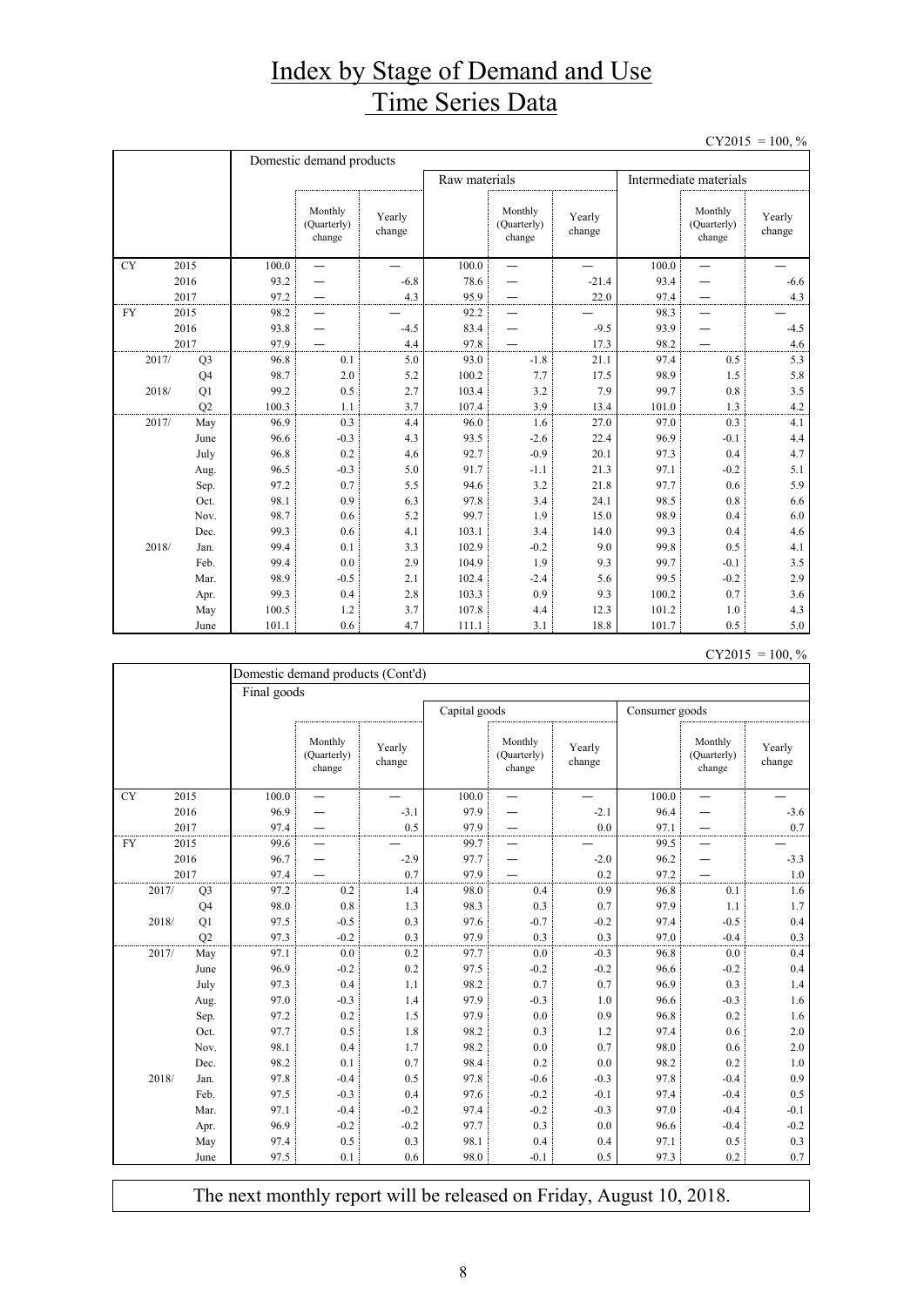# Index by Stage of Demand and Use Time Series Data

CY2015 = 100, %

| | | Domestic demand products | | | | | | | | |
|---|---|---|---|---|---|---|---|---|---|---|
| | | | | | Raw materials | | | Intermediate materials | | |
| | | | Monthly (Quarterly) change | Yearly change | | Monthly (Quarterly) change | Yearly change | | Monthly (Quarterly) change | Yearly change |
| CY | 2015 | 100.0 | — | — | 100.0 | — | — | 100.0 | — | — |
| | 2016 | 93.2 | — | -6.8 | 78.6 | — | -21.4 | 93.4 | — | -6.6 |
| | 2017 | 97.2 | — | 4.3 | 95.9 | — | 22.0 | 97.4 | — | 4.3 |
| FY | 2015 | 98.2 | — | — | 92.2 | — | — | 98.3 | — | — |
| | 2016 | 93.8 | — | -4.5 | 83.4 | — | -9.5 | 93.9 | — | -4.5 |
| | 2017 | 97.9 | — | 4.4 | 97.8 | — | 17.3 | 98.2 | — | 4.6 |
| 2017/ | Q3 | 96.8 | 0.1 | 5.0 | 93.0 | -1.8 | 21.1 | 97.4 | 0.5 | 5.3 |
| | Q4 | 98.7 | 2.0 | 5.2 | 100.2 | 7.7 | 17.5 | 98.9 | 1.5 | 5.8 |
| 2018/ | Q1 | 99.2 | 0.5 | 2.7 | 103.4 | 3.2 | 7.9 | 99.7 | 0.8 | 3.5 |
| | Q2 | 100.3 | 1.1 | 3.7 | 107.4 | 3.9 | 13.4 | 101.0 | 1.3 | 4.2 |
| 2017/ | May | 96.9 | 0.3 | 4.4 | 96.0 | 1.6 | 27.0 | 97.0 | 0.3 | 4.1 |
| | June | 96.6 | -0.3 | 4.3 | 93.5 | -2.6 | 22.4 | 96.9 | -0.1 | 4.4 |
| | July | 96.8 | 0.2 | 4.6 | 92.7 | -0.9 | 20.1 | 97.3 | 0.4 | 4.7 |
| | Aug. | 96.5 | -0.3 | 5.0 | 91.7 | -1.1 | 21.3 | 97.1 | -0.2 | 5.1 |
| | Sep. | 97.2 | 0.7 | 5.5 | 94.6 | 3.2 | 21.8 | 97.7 | 0.6 | 5.9 |
| | Oct. | 98.1 | 0.9 | 6.3 | 97.8 | 3.4 | 24.1 | 98.5 | 0.8 | 6.6 |
| | Nov. | 98.7 | 0.6 | 5.2 | 99.7 | 1.9 | 15.0 | 98.9 | 0.4 | 6.0 |
| | Dec. | 99.3 | 0.6 | 4.1 | 103.1 | 3.4 | 14.0 | 99.3 | 0.4 | 4.6 |
| 2018/ | Jan. | 99.4 | 0.1 | 3.3 | 102.9 | -0.2 | 9.0 | 99.8 | 0.5 | 4.1 |
| | Feb. | 99.4 | 0.0 | 2.9 | 104.9 | 1.9 | 9.3 | 99.7 | -0.1 | 3.5 |
| | Mar. | 98.9 | -0.5 | 2.1 | 102.4 | -2.4 | 5.6 | 99.5 | -0.2 | 2.9 |
| | Apr. | 99.3 | 0.4 | 2.8 | 103.3 | 0.9 | 9.3 | 100.2 | 0.7 | 3.6 |
| | May | 100.5 | 1.2 | 3.7 | 107.8 | 4.4 | 12.3 | 101.2 | 1.0 | 4.3 |
| | June | 101.1 | 0.6 | 4.7 | 111.1 | 3.1 | 18.8 | 101.7 | 0.5 | 5.0 |

CY2015 = 100, %

| | | Domestic demand products (Cont'd) | | | | | | | | |
|---|---|---|---|---|---|---|---|---|---|---|
| | | Final goods | | | | | | | | |
| | | | | | Capital goods | | | Consumer goods | | |
| | | | Monthly (Quarterly) change | Yearly change | | Monthly (Quarterly) change | Yearly change | | Monthly (Quarterly) change | Yearly change |
| CY | 2015 | 100.0 | — | — | 100.0 | — | — | 100.0 | — | — |
| | 2016 | 96.9 | — | -3.1 | 97.9 | — | -2.1 | 96.4 | — | -3.6 |
| | 2017 | 97.4 | — | 0.5 | 97.9 | — | 0.0 | 97.1 | — | 0.7 |
| FY | 2015 | 99.6 | — | — | 99.7 | — | — | 99.5 | — | — |
| | 2016 | 96.7 | — | -2.9 | 97.7 | — | -2.0 | 96.2 | — | -3.3 |
| | 2017 | 97.4 | — | 0.7 | 97.9 | — | 0.2 | 97.2 | — | 1.0 |
| 2017/ | Q3 | 97.2 | 0.2 | 1.4 | 98.0 | 0.4 | 0.9 | 96.8 | 0.1 | 1.6 |
| | Q4 | 98.0 | 0.8 | 1.3 | 98.3 | 0.3 | 0.7 | 97.9 | 1.1 | 1.7 |
| 2018/ | Q1 | 97.5 | -0.5 | 0.3 | 97.6 | -0.7 | -0.2 | 97.4 | -0.5 | 0.4 |
| | Q2 | 97.3 | -0.2 | 0.3 | 97.9 | 0.3 | 0.3 | 97.0 | -0.4 | 0.3 |
| 2017/ | May | 97.1 | 0.0 | 0.2 | 97.7 | 0.0 | -0.3 | 96.8 | 0.0 | 0.4 |
| | June | 96.9 | -0.2 | 0.2 | 97.5 | -0.2 | -0.2 | 96.6 | -0.2 | 0.4 |
| | July | 97.3 | 0.4 | 1.1 | 98.2 | 0.7 | 0.7 | 96.9 | 0.3 | 1.4 |
| | Aug. | 97.0 | -0.3 | 1.4 | 97.9 | -0.3 | 1.0 | 96.6 | -0.3 | 1.6 |
| | Sep. | 97.2 | 0.2 | 1.5 | 97.9 | 0.0 | 0.9 | 96.8 | 0.2 | 1.6 |
| | Oct. | 97.7 | 0.5 | 1.8 | 98.2 | 0.3 | 1.2 | 97.4 | 0.6 | 2.0 |
| | Nov. | 98.1 | 0.4 | 1.7 | 98.2 | 0.0 | 0.7 | 98.0 | 0.6 | 2.0 |
| | Dec. | 98.2 | 0.1 | 0.7 | 98.4 | 0.2 | 0.0 | 98.2 | 0.2 | 1.0 |
| 2018/ | Jan. | 97.8 | -0.4 | 0.5 | 97.8 | -0.6 | -0.3 | 97.8 | -0.4 | 0.9 |
| | Feb. | 97.5 | -0.3 | 0.4 | 97.6 | -0.2 | -0.1 | 97.4 | -0.4 | 0.5 |
| | Mar. | 97.1 | -0.4 | -0.2 | 97.4 | -0.2 | -0.3 | 97.0 | -0.4 | -0.1 |
| | Apr. | 96.9 | -0.2 | -0.2 | 97.7 | 0.3 | 0.0 | 96.6 | -0.4 | -0.2 |
| | May | 97.4 | 0.5 | 0.3 | 98.1 | 0.4 | 0.4 | 97.1 | 0.5 | 0.3 |
| | June | 97.5 | 0.1 | 0.6 | 98.0 | -0.1 | 0.5 | 97.3 | 0.2 | 0.7 |

The next monthly report will be released on Friday, August 10, 2018.